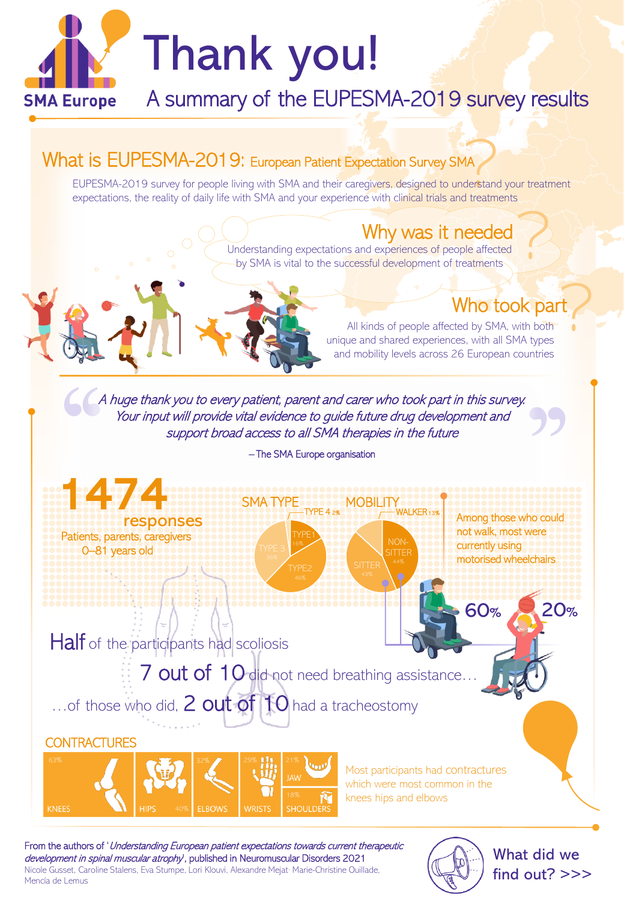SMA Europe

# Thank you!

## A summary of the EUPESMA-2019 survey results

## What is EUPESMA-2019: European Patient Expectation Survey SMA

EUPESMA-2019 survey for people living with SMA and their caregivers, designed to understand your treatment expectations, the reality of daily life with SMA and your experience with clinical trials and treatments

### Why was it needed

Understanding expectations and experiences of people affected by SMA is vital to the successful development of treatments

### Who took part

All kinds of people affected by SMA, with both unique and shared experiences, with all SMA types and mobility levels across 26 European countries

> *A huge thank you to every patient, parent and carer who took part in this survey. Your input will provide vital evidence to guide future drug development and support broad access to all SMA therapies in the future*
>
> – The SMA Europe organisation

**1474 responses**

Patients, parents, caregivers
0–81 years old

**SMA TYPE**

- TYPE 4 2%
- TYPE1 16%
- TYPE2 46%
- TYPE 3 36%

**MOBILITY**

- WALKER 13%
- NON-SITTER 44%
- SITTER 43%

Among those who could not walk, most were currently using motorised wheelchairs

60% 20%

**Half** of the participants had scoliosis

**7 out of 10** did not need breathing assistance…

…of those who did, **2 out of 10** had a tracheostomy

**CONTRACTURES**

| KNEES | HIPS | ELBOWS | WRISTS | JAW | SHOULDERS |
|---|---|---|---|---|---|
| 63% | 40% | 32% | 29% | 21% | 18% |

Most participants had contractures which were most common in the knees hips and elbows

From the authors of '*Understanding European patient expectations towards current therapeutic development in spinal muscular atrophy*', published in Neuromuscular Disorders 2021
Nicole Gusset, Caroline Stalens, Eva Stumpe, Lori Klouvi, Alexandre Mejat, Marie-Christine Ouillade, Mencía de Lemus

What did we find out? >>>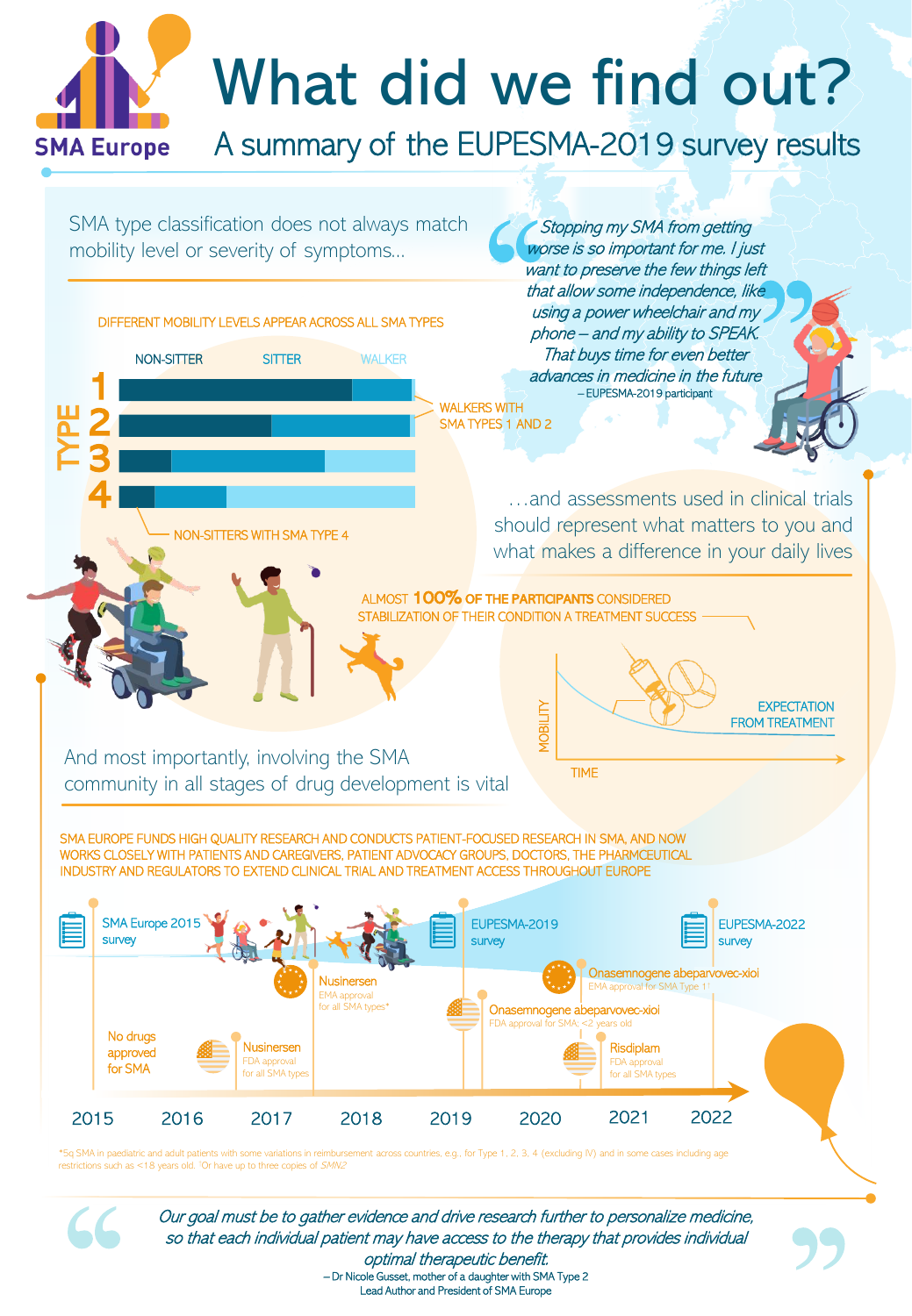SMA Europe

# What did we find out?

## A summary of the EUPESMA-2019 survey results

SMA type classification does not always match mobility level or severity of symptoms...

DIFFERENT MOBILITY LEVELS APPEAR ACROSS ALL SMA TYPES

NON-SITTER
SITTER
WALKER

TYPE
1
2
3
4

WALKERS WITH SMA TYPES 1 AND 2

NON-SITTERS WITH SMA TYPE 4

*"Stopping my SMA from getting worse is so important for me. I just want to preserve the few things left that allow some independence, like using a power wheelchair and my phone – and my ability to SPEAK. That buys time for even better advances in medicine in the future"*
– EUPESMA-2019 participant

...and assessments used in clinical trials should represent what matters to you and what makes a difference in your daily lives

ALMOST **100% OF THE PARTICIPANTS** CONSIDERED STABILIZATION OF THEIR CONDITION A TREATMENT SUCCESS

MOBILITY
TIME
EXPECTATION FROM TREATMENT

And most importantly, involving the SMA community in all stages of drug development is vital

SMA EUROPE FUNDS HIGH QUALITY RESEARCH AND CONDUCTS PATIENT-FOCUSED RESEARCH IN SMA, AND NOW WORKS CLOSELY WITH PATIENTS AND CAREGIVERS, PATIENT ADVOCACY GROUPS, DOCTORS, THE PHARMCEUTICAL INDUSTRY AND REGULATORS TO EXTEND CLINICAL TRIAL AND TREATMENT ACCESS THROUGHOUT EUROPE

SMA Europe 2015 survey

No drugs approved for SMA

Nusinersen
FDA approval for all SMA types

Nusinersen
EMA approval for all SMA types*

EUPESMA-2019 survey

Onasemnogene abeparvovec-xioi
FDA approval for SMA; <2 years old

Onasemnogene abeparvovec-xioi
EMA approval for SMA Type 1†

Risdiplam
FDA approval for all SMA types

EUPESMA-2022 survey

2015 2016 2017 2018 2019 2020 2021 2022

*5q SMA in paediatric and adult patients with some variations in reimbursement across countries, e.g., for Type 1, 2, 3, 4 (excluding IV) and in some cases including age restrictions such as <18 years old. †Or have up to three copies of *SMN2*

*"Our goal must be to gather evidence and drive research further to personalize medicine, so that each individual patient may have access to the therapy that provides individual optimal therapeutic benefit."*
– Dr Nicole Gusset, mother of a daughter with SMA Type 2
Lead Author and President of SMA Europe